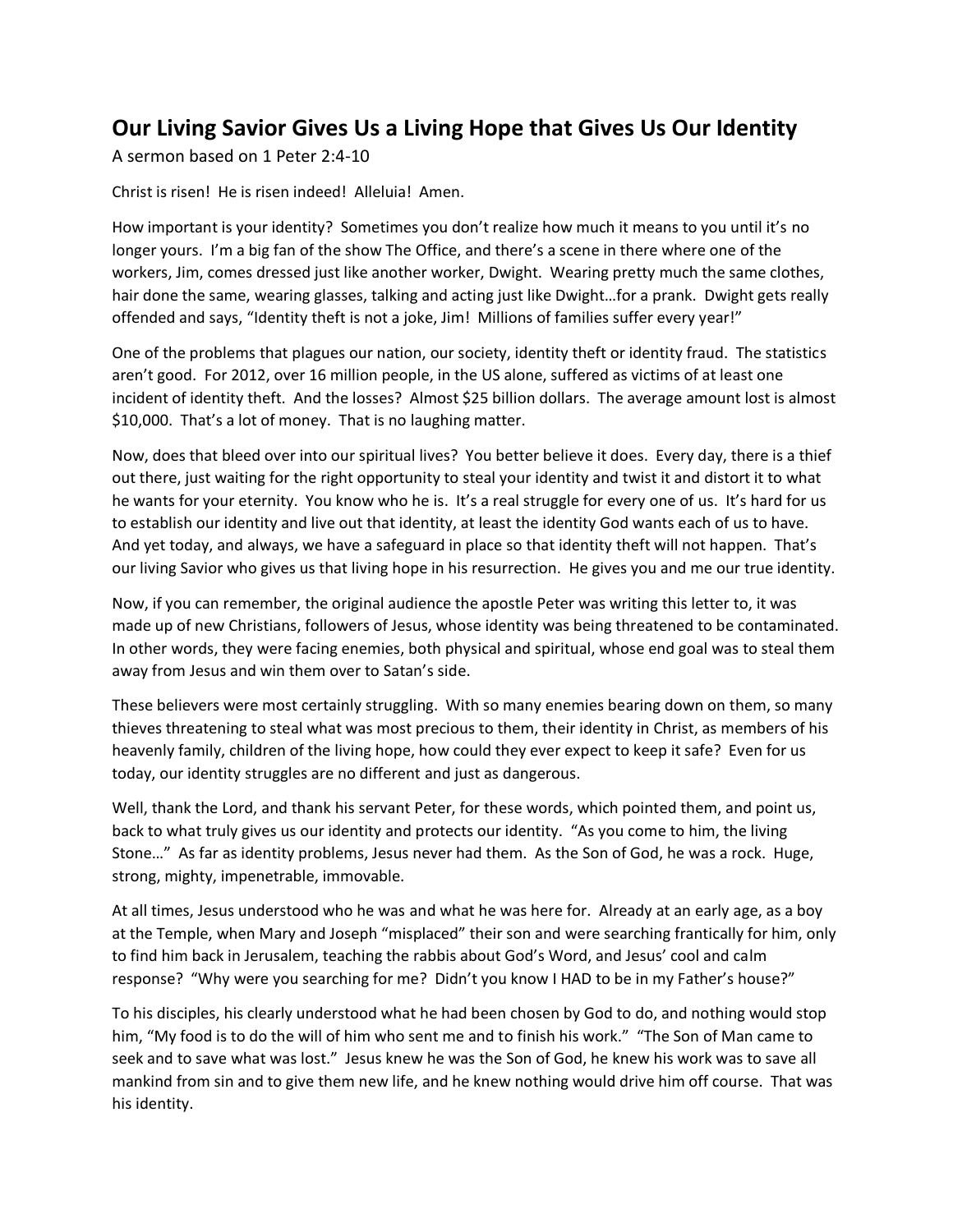# Our Living Savior Gives Us a Living Hope that Gives Us Our Identity

A sermon based on 1 Peter 2:4-10

Christ is risen! He is risen indeed! Alleluia! Amen.

How important is your identity? Sometimes you don't realize how much it means to you until it's no longer yours. I'm a big fan of the show The Office, and there's a scene in there where one of the workers, Jim, comes dressed just like another worker, Dwight. Wearing pretty much the same clothes, hair done the same, wearing glasses, talking and acting just like Dwight…for a prank. Dwight gets really offended and says, "Identity theft is not a joke, Jim! Millions of families suffer every year!"

One of the problems that plagues our nation, our society, identity theft or identity fraud. The statistics aren't good. For 2012, over 16 million people, in the US alone, suffered as victims of at least one incident of identity theft. And the losses? Almost $25 billion dollars. The average amount lost is almost $10,000. That's a lot of money. That is no laughing matter.

Now, does that bleed over into our spiritual lives? You better believe it does. Every day, there is a thief out there, just waiting for the right opportunity to steal your identity and twist it and distort it to what he wants for your eternity. You know who he is. It's a real struggle for every one of us. It's hard for us to establish our identity and live out that identity, at least the identity God wants each of us to have. And yet today, and always, we have a safeguard in place so that identity theft will not happen. That's our living Savior who gives us that living hope in his resurrection. He gives you and me our true identity.

Now, if you can remember, the original audience the apostle Peter was writing this letter to, it was made up of new Christians, followers of Jesus, whose identity was being threatened to be contaminated. In other words, they were facing enemies, both physical and spiritual, whose end goal was to steal them away from Jesus and win them over to Satan's side.

These believers were most certainly struggling. With so many enemies bearing down on them, so many thieves threatening to steal what was most precious to them, their identity in Christ, as members of his heavenly family, children of the living hope, how could they ever expect to keep it safe? Even for us today, our identity struggles are no different and just as dangerous.

Well, thank the Lord, and thank his servant Peter, for these words, which pointed them, and point us, back to what truly gives us our identity and protects our identity. "As you come to him, the living Stone…" As far as identity problems, Jesus never had them. As the Son of God, he was a rock. Huge, strong, mighty, impenetrable, immovable.

At all times, Jesus understood who he was and what he was here for. Already at an early age, as a boy at the Temple, when Mary and Joseph "misplaced" their son and were searching frantically for him, only to find him back in Jerusalem, teaching the rabbis about God's Word, and Jesus' cool and calm response? "Why were you searching for me? Didn't you know I HAD to be in my Father's house?"

To his disciples, his clearly understood what he had been chosen by God to do, and nothing would stop him, "My food is to do the will of him who sent me and to finish his work." "The Son of Man came to seek and to save what was lost." Jesus knew he was the Son of God, he knew his work was to save all mankind from sin and to give them new life, and he knew nothing would drive him off course. That was his identity.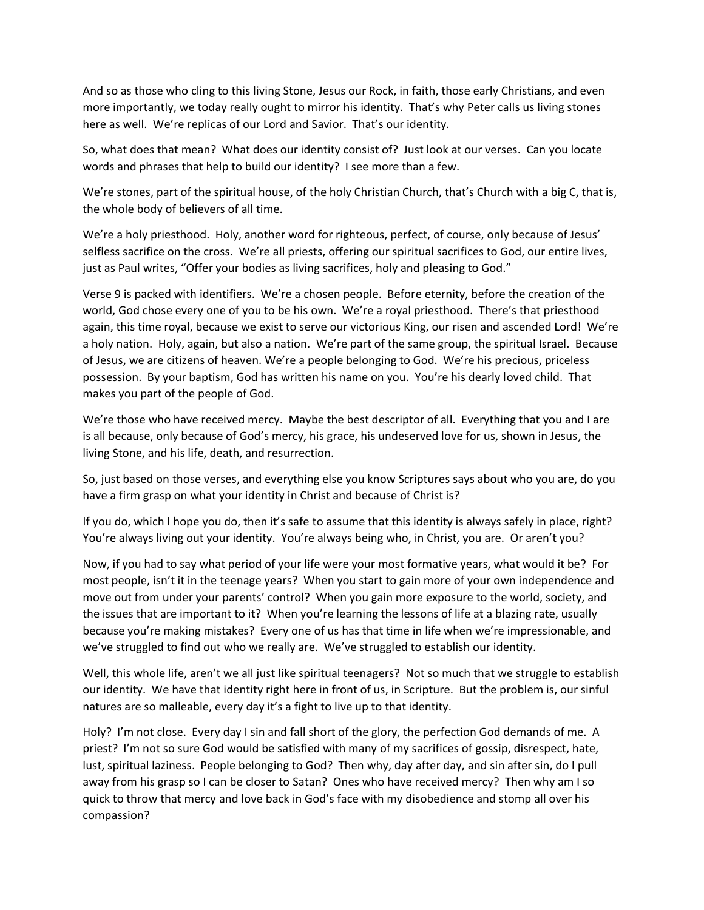And so as those who cling to this living Stone, Jesus our Rock, in faith, those early Christians, and even more importantly, we today really ought to mirror his identity. That's why Peter calls us living stones here as well. We're replicas of our Lord and Savior. That's our identity.

So, what does that mean? What does our identity consist of? Just look at our verses. Can you locate words and phrases that help to build our identity? I see more than a few.

We're stones, part of the spiritual house, of the holy Christian Church, that's Church with a big C, that is, the whole body of believers of all time.

We're a holy priesthood. Holy, another word for righteous, perfect, of course, only because of Jesus' selfless sacrifice on the cross. We're all priests, offering our spiritual sacrifices to God, our entire lives, just as Paul writes, "Offer your bodies as living sacrifices, holy and pleasing to God."

Verse 9 is packed with identifiers. We're a chosen people. Before eternity, before the creation of the world, God chose every one of you to be his own. We're a royal priesthood. There's that priesthood again, this time royal, because we exist to serve our victorious King, our risen and ascended Lord! We're a holy nation. Holy, again, but also a nation. We're part of the same group, the spiritual Israel. Because of Jesus, we are citizens of heaven. We're a people belonging to God. We're his precious, priceless possession. By your baptism, God has written his name on you. You're his dearly loved child. That makes you part of the people of God.

We're those who have received mercy. Maybe the best descriptor of all. Everything that you and I are is all because, only because of God's mercy, his grace, his undeserved love for us, shown in Jesus, the living Stone, and his life, death, and resurrection.

So, just based on those verses, and everything else you know Scriptures says about who you are, do you have a firm grasp on what your identity in Christ and because of Christ is?

If you do, which I hope you do, then it's safe to assume that this identity is always safely in place, right? You're always living out your identity. You're always being who, in Christ, you are. Or aren't you?

Now, if you had to say what period of your life were your most formative years, what would it be? For most people, isn't it in the teenage years? When you start to gain more of your own independence and move out from under your parents' control? When you gain more exposure to the world, society, and the issues that are important to it? When you're learning the lessons of life at a blazing rate, usually because you're making mistakes? Every one of us has that time in life when we're impressionable, and we've struggled to find out who we really are. We've struggled to establish our identity.

Well, this whole life, aren't we all just like spiritual teenagers? Not so much that we struggle to establish our identity. We have that identity right here in front of us, in Scripture. But the problem is, our sinful natures are so malleable, every day it's a fight to live up to that identity.

Holy? I'm not close. Every day I sin and fall short of the glory, the perfection God demands of me. A priest? I'm not so sure God would be satisfied with many of my sacrifices of gossip, disrespect, hate, lust, spiritual laziness. People belonging to God? Then why, day after day, and sin after sin, do I pull away from his grasp so I can be closer to Satan? Ones who have received mercy? Then why am I so quick to throw that mercy and love back in God's face with my disobedience and stomp all over his compassion?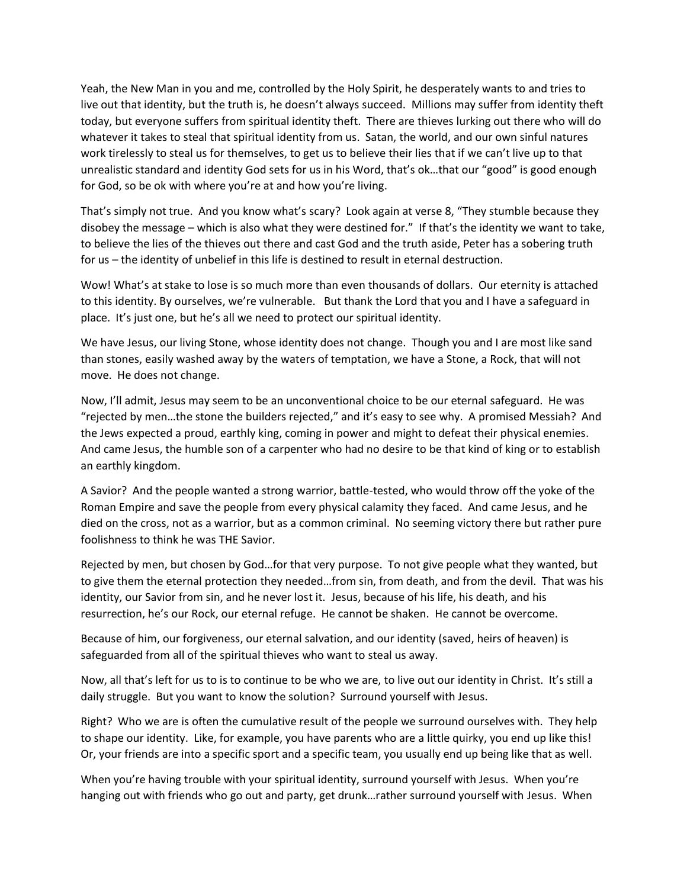Yeah, the New Man in you and me, controlled by the Holy Spirit, he desperately wants to and tries to live out that identity, but the truth is, he doesn't always succeed. Millions may suffer from identity theft today, but everyone suffers from spiritual identity theft. There are thieves lurking out there who will do whatever it takes to steal that spiritual identity from us. Satan, the world, and our own sinful natures work tirelessly to steal us for themselves, to get us to believe their lies that if we can't live up to that unrealistic standard and identity God sets for us in his Word, that's ok…that our "good" is good enough for God, so be ok with where you're at and how you're living.

That's simply not true. And you know what's scary? Look again at verse 8, "They stumble because they disobey the message – which is also what they were destined for." If that's the identity we want to take, to believe the lies of the thieves out there and cast God and the truth aside, Peter has a sobering truth for us – the identity of unbelief in this life is destined to result in eternal destruction.

Wow! What's at stake to lose is so much more than even thousands of dollars. Our eternity is attached to this identity. By ourselves, we're vulnerable. But thank the Lord that you and I have a safeguard in place. It's just one, but he's all we need to protect our spiritual identity.

We have Jesus, our living Stone, whose identity does not change. Though you and I are most like sand than stones, easily washed away by the waters of temptation, we have a Stone, a Rock, that will not move. He does not change.

Now, I'll admit, Jesus may seem to be an unconventional choice to be our eternal safeguard. He was "rejected by men…the stone the builders rejected," and it's easy to see why. A promised Messiah? And the Jews expected a proud, earthly king, coming in power and might to defeat their physical enemies. And came Jesus, the humble son of a carpenter who had no desire to be that kind of king or to establish an earthly kingdom.

A Savior? And the people wanted a strong warrior, battle-tested, who would throw off the yoke of the Roman Empire and save the people from every physical calamity they faced. And came Jesus, and he died on the cross, not as a warrior, but as a common criminal. No seeming victory there but rather pure foolishness to think he was THE Savior.

Rejected by men, but chosen by God…for that very purpose. To not give people what they wanted, but to give them the eternal protection they needed…from sin, from death, and from the devil. That was his identity, our Savior from sin, and he never lost it. Jesus, because of his life, his death, and his resurrection, he's our Rock, our eternal refuge. He cannot be shaken. He cannot be overcome.

Because of him, our forgiveness, our eternal salvation, and our identity (saved, heirs of heaven) is safeguarded from all of the spiritual thieves who want to steal us away.

Now, all that's left for us to is to continue to be who we are, to live out our identity in Christ. It's still a daily struggle. But you want to know the solution? Surround yourself with Jesus.

Right? Who we are is often the cumulative result of the people we surround ourselves with. They help to shape our identity. Like, for example, you have parents who are a little quirky, you end up like this! Or, your friends are into a specific sport and a specific team, you usually end up being like that as well.

When you're having trouble with your spiritual identity, surround yourself with Jesus. When you're hanging out with friends who go out and party, get drunk…rather surround yourself with Jesus. When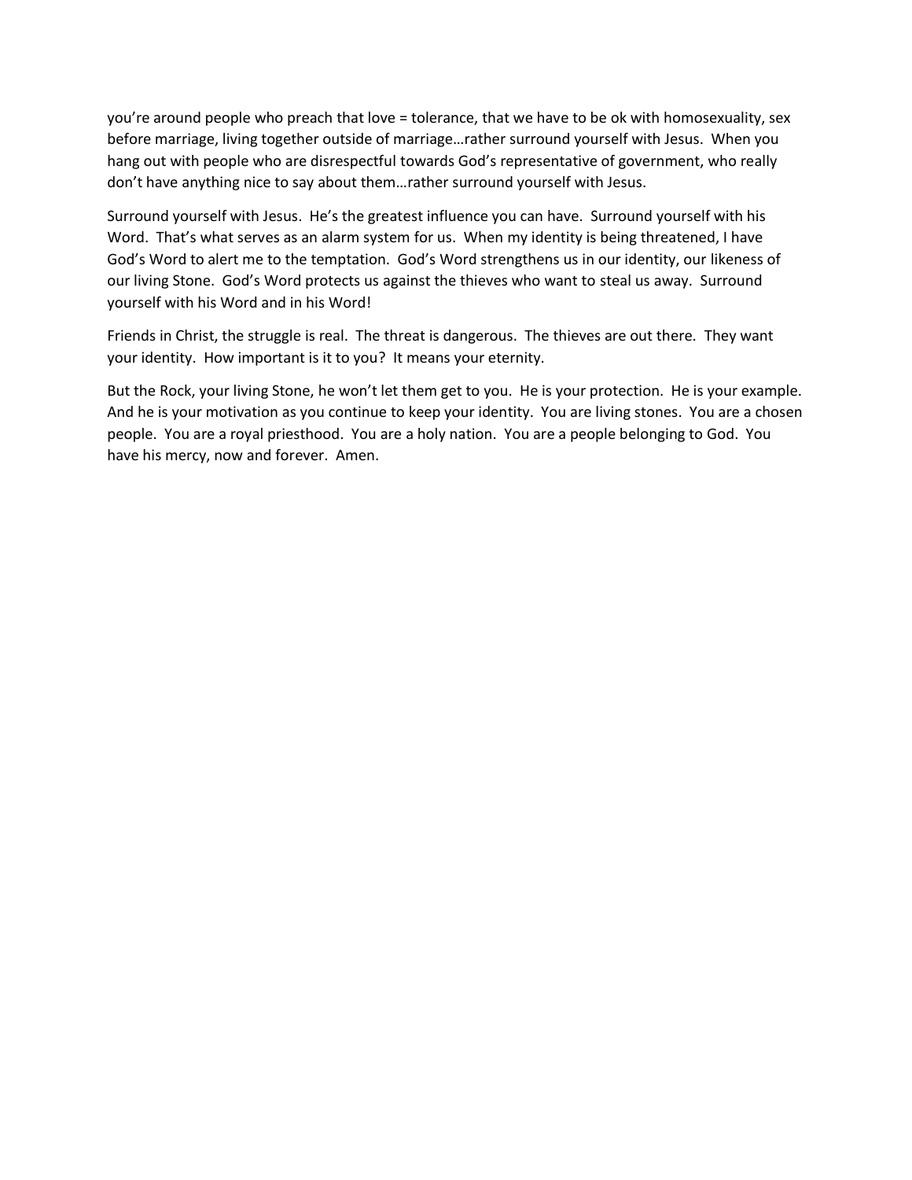you're around people who preach that love = tolerance, that we have to be ok with homosexuality, sex before marriage, living together outside of marriage…rather surround yourself with Jesus. When you hang out with people who are disrespectful towards God's representative of government, who really don't have anything nice to say about them…rather surround yourself with Jesus.

Surround yourself with Jesus. He's the greatest influence you can have. Surround yourself with his Word. That's what serves as an alarm system for us. When my identity is being threatened, I have God's Word to alert me to the temptation. God's Word strengthens us in our identity, our likeness of our living Stone. God's Word protects us against the thieves who want to steal us away. Surround yourself with his Word and in his Word!

Friends in Christ, the struggle is real. The threat is dangerous. The thieves are out there. They want your identity. How important is it to you? It means your eternity.

But the Rock, your living Stone, he won't let them get to you. He is your protection. He is your example. And he is your motivation as you continue to keep your identity. You are living stones. You are a chosen people. You are a royal priesthood. You are a holy nation. You are a people belonging to God. You have his mercy, now and forever. Amen.